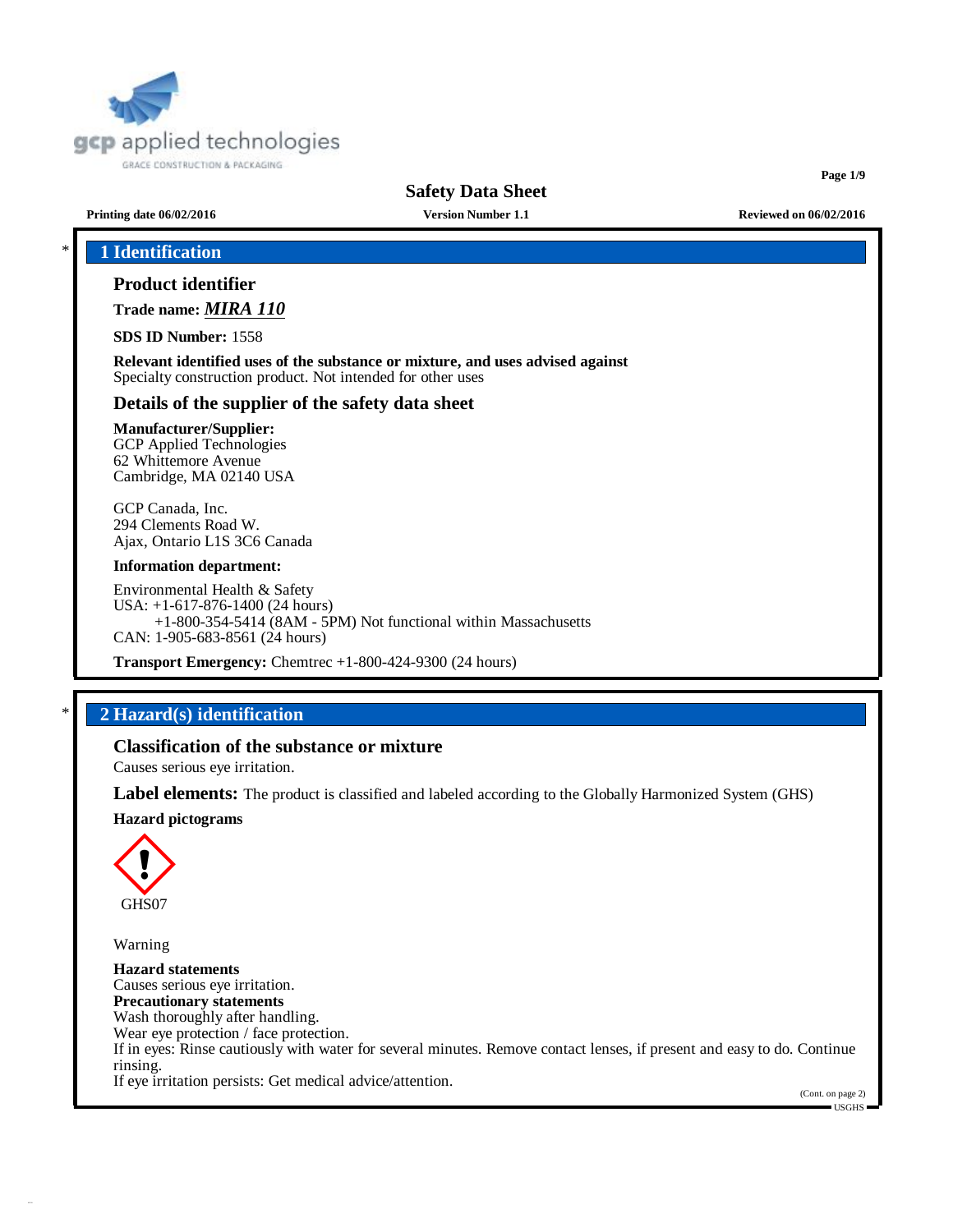# Safety Data Sheet

**Printing date 06/02/2016** **Version Number 1.1** **Reviewed on 06/02/2016**

## 1 Identification

### Product identifier

**Trade name:** ***MIRA 110***

**SDS ID Number:** 1558

**Relevant identified uses of the substance or mixture, and uses advised against**
Specialty construction product. Not intended for other uses

### Details of the supplier of the safety data sheet

**Manufacturer/Supplier:**
GCP Applied Technologies
62 Whittemore Avenue
Cambridge, MA 02140 USA

GCP Canada, Inc.
294 Clements Road W.
Ajax, Ontario L1S 3C6 Canada

**Information department:**

Environmental Health & Safety
USA: +1-617-876-1400 (24 hours)
+1-800-354-5414 (8AM - 5PM) Not functional within Massachusetts
CAN: 1-905-683-8561 (24 hours)

**Transport Emergency:** Chemtrec +1-800-424-9300 (24 hours)

## 2 Hazard(s) identification

### Classification of the substance or mixture

Causes serious eye irritation.

**Label elements:** The product is classified and labeled according to the Globally Harmonized System (GHS)

**Hazard pictograms**

GHS07

Warning

**Hazard statements**
Causes serious eye irritation.
**Precautionary statements**
Wash thoroughly after handling.
Wear eye protection / face protection.
If in eyes: Rinse cautiously with water for several minutes. Remove contact lenses, if present and easy to do. Continue rinsing.
If eye irritation persists: Get medical advice/attention.

(Cont. on page 2)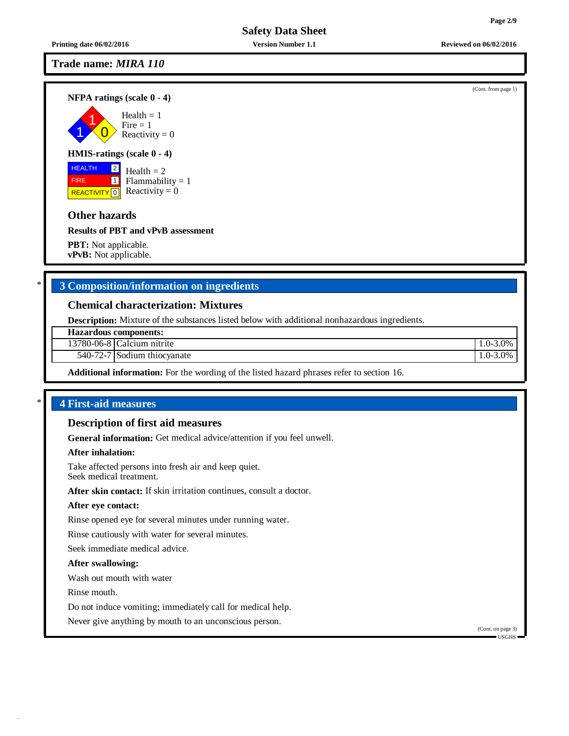**Trade name: *MIRA 110***

(Cont. from page 1)

**NFPA ratings (scale 0 - 4)**

Health = 1
Fire = 1
Reactivity = 0

**HMIS-ratings (scale 0 - 4)**

| | |
|---|---|
| HEALTH | 2 |
| FIRE | 1 |
| REACTIVITY | 0 |

Health = 2
Flammability = 1
Reactivity = 0

### Other hazards

**Results of PBT and vPvB assessment**

**PBT:** Not applicable.
**vPvB:** Not applicable.

## * 3 Composition/information on ingredients

### Chemical characterization: Mixtures

**Description:** Mixture of the substances listed below with additional nonhazardous ingredients.

| Hazardous components: | | |
|---|---|---|
| 13780-06-8 | Calcium nitrite | 1.0-3.0% |
| 540-72-7 | Sodium thiocyanate | 1.0-3.0% |

**Additional information:** For the wording of the listed hazard phrases refer to section 16.

## * 4 First-aid measures

### Description of first aid measures

**General information:** Get medical advice/attention if you feel unwell.

**After inhalation:**

Take affected persons into fresh air and keep quiet.
Seek medical treatment.

**After skin contact:** If skin irritation continues, consult a doctor.

**After eye contact:**

Rinse opened eye for several minutes under running water.

Rinse cautiously with water for several minutes.

Seek immediate medical advice.

**After swallowing:**

Wash out mouth with water

Rinse mouth.

Do not induce vomiting; immediately call for medical help.

Never give anything by mouth to an unconscious person.

(Cont. on page 3)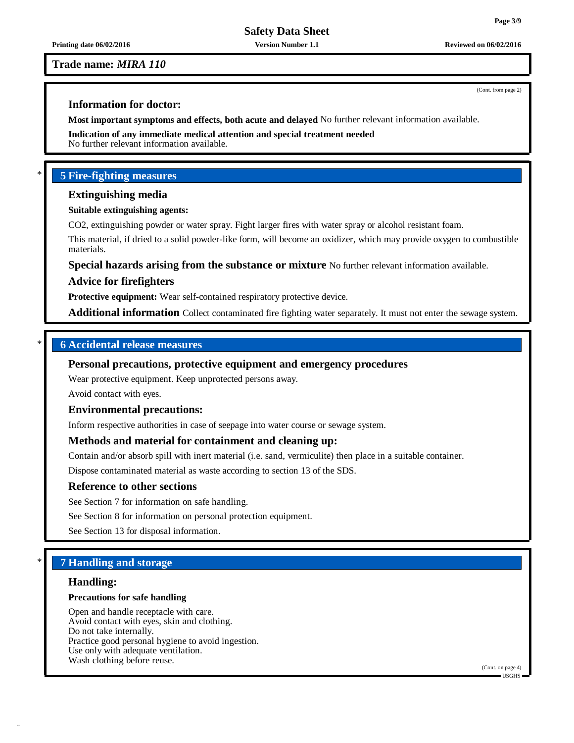**Trade name:** ***MIRA 110***

(Cont. from page 2)

### Information for doctor:

**Most important symptoms and effects, both acute and delayed** No further relevant information available.

**Indication of any immediate medical attention and special treatment needed**
No further relevant information available.

## * 5 Fire-fighting measures

### Extinguishing media

**Suitable extinguishing agents:**

$CO_2$, extinguishing powder or water spray. Fight larger fires with water spray or alcohol resistant foam.

This material, if dried to a solid powder-like form, will become an oxidizer, which may provide oxygen to combustible materials.

**Special hazards arising from the substance or mixture** No further relevant information available.

### Advice for firefighters

**Protective equipment:** Wear self-contained respiratory protective device.

**Additional information** Collect contaminated fire fighting water separately. It must not enter the sewage system.

## * 6 Accidental release measures

### Personal precautions, protective equipment and emergency procedures

Wear protective equipment. Keep unprotected persons away.

Avoid contact with eyes.

### Environmental precautions:

Inform respective authorities in case of seepage into water course or sewage system.

### Methods and material for containment and cleaning up:

Contain and/or absorb spill with inert material (i.e. sand, vermiculite) then place in a suitable container.

Dispose contaminated material as waste according to section 13 of the SDS.

### Reference to other sections

See Section 7 for information on safe handling.

See Section 8 for information on personal protection equipment.

See Section 13 for disposal information.

## * 7 Handling and storage

### Handling:

**Precautions for safe handling**

Open and handle receptacle with care.
Avoid contact with eyes, skin and clothing.
Do not take internally.
Practice good personal hygiene to avoid ingestion.
Use only with adequate ventilation.
Wash clothing before reuse.

(Cont. on page 4)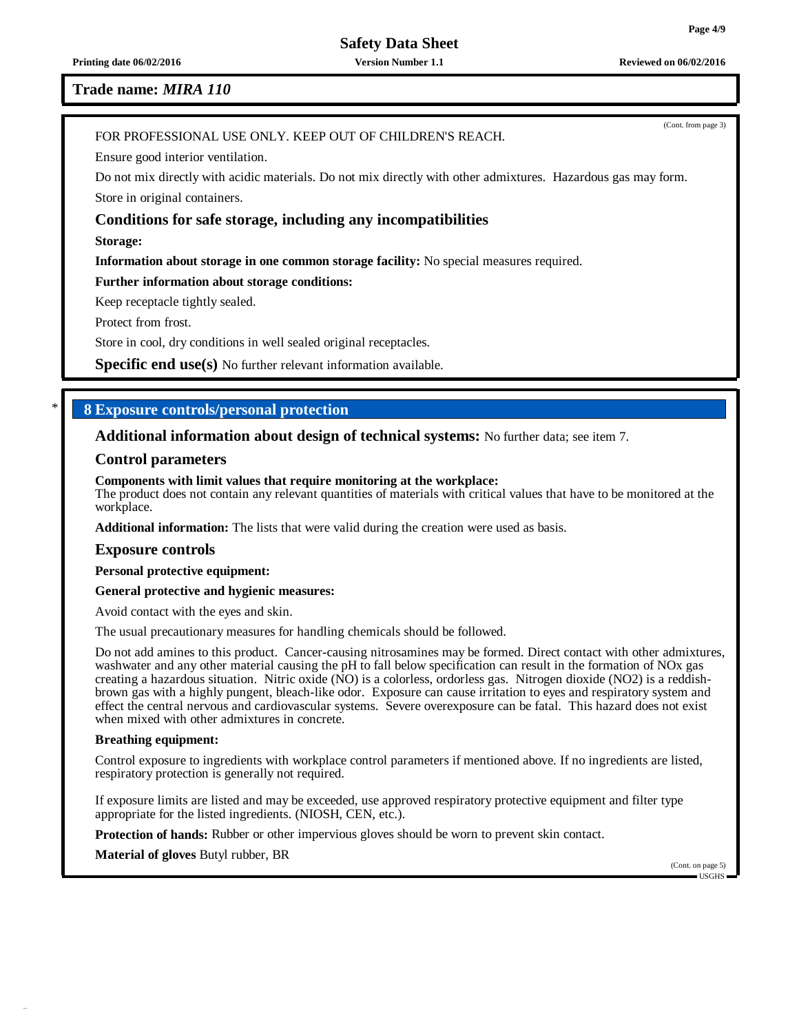**Trade name: *MIRA 110***

(Cont. from page 3)

FOR PROFESSIONAL USE ONLY. KEEP OUT OF CHILDREN'S REACH.

Ensure good interior ventilation.

Do not mix directly with acidic materials. Do not mix directly with other admixtures. Hazardous gas may form.

Store in original containers.

### Conditions for safe storage, including any incompatibilities

**Storage:**

**Information about storage in one common storage facility:** No special measures required.

**Further information about storage conditions:**

Keep receptacle tightly sealed.

Protect from frost.

Store in cool, dry conditions in well sealed original receptacles.

**Specific end use(s)** No further relevant information available.

## * 8 Exposure controls/personal protection

**Additional information about design of technical systems:** No further data; see item 7.

### Control parameters

**Components with limit values that require monitoring at the workplace:**
The product does not contain any relevant quantities of materials with critical values that have to be monitored at the workplace.

**Additional information:** The lists that were valid during the creation were used as basis.

### Exposure controls

**Personal protective equipment:**

**General protective and hygienic measures:**

Avoid contact with the eyes and skin.

The usual precautionary measures for handling chemicals should be followed.

Do not add amines to this product. Cancer-causing nitrosamines may be formed. Direct contact with other admixtures, washwater and any other material causing the pH to fall below specification can result in the formation of NOx gas creating a hazardous situation. Nitric oxide (NO) is a colorless, ordorless gas. Nitrogen dioxide ($NO_2$) is a reddish-brown gas with a highly pungent, bleach-like odor. Exposure can cause irritation to eyes and respiratory system and effect the central nervous and cardiovascular systems. Severe overexposure can be fatal. This hazard does not exist when mixed with other admixtures in concrete.

**Breathing equipment:**

Control exposure to ingredients with workplace control parameters if mentioned above. If no ingredients are listed, respiratory protection is generally not required.

If exposure limits are listed and may be exceeded, use approved respiratory protective equipment and filter type appropriate for the listed ingredients. (NIOSH, CEN, etc.).

**Protection of hands:** Rubber or other impervious gloves should be worn to prevent skin contact.

**Material of gloves** Butyl rubber, BR

(Cont. on page 5)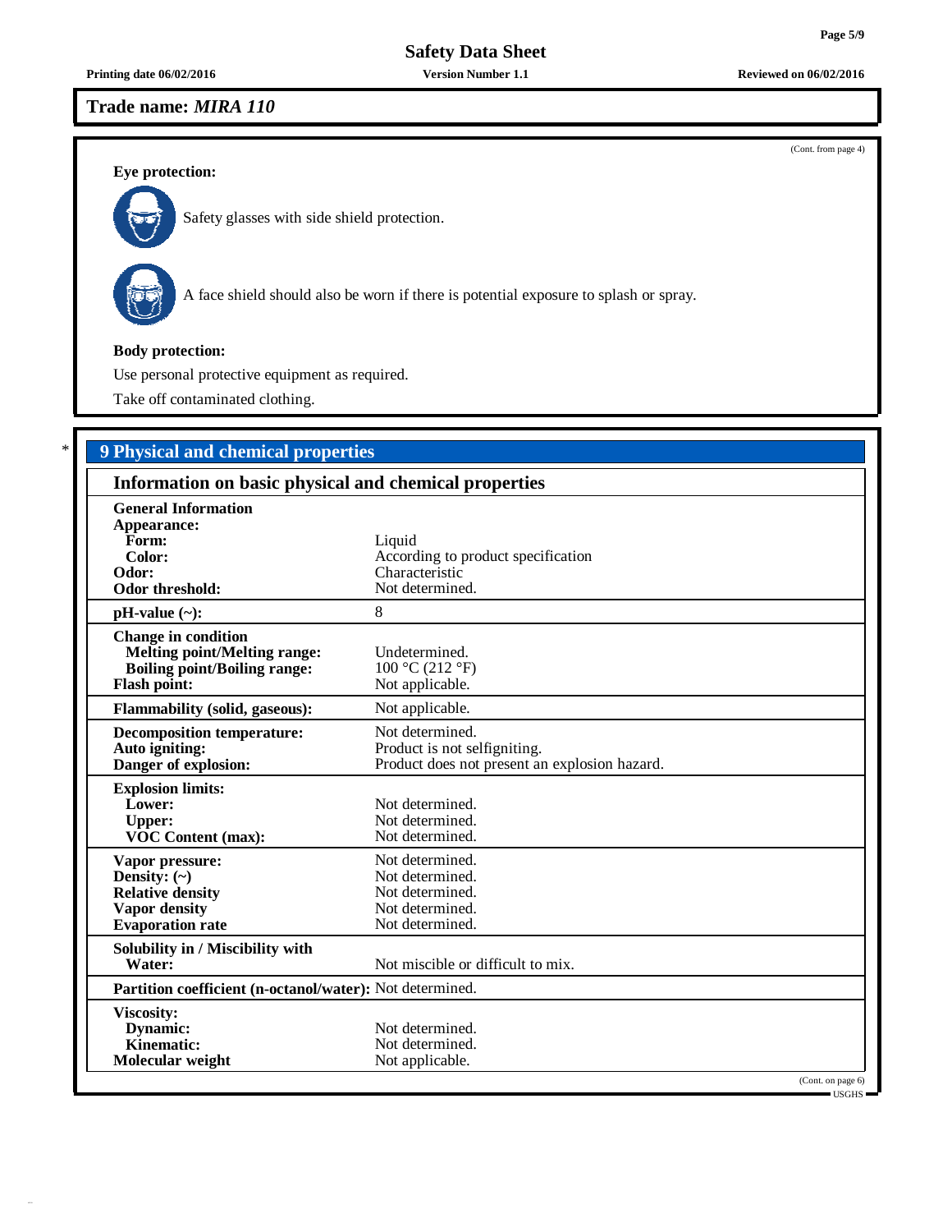**Trade name:** ***MIRA 110***

(Cont. from page 4)

**Eye protection:**

Safety glasses with side shield protection.

A face shield should also be worn if there is potential exposure to splash or spray.

**Body protection:**

Use personal protective equipment as required.

Take off contaminated clothing.

\* 

## 9 Physical and chemical properties

### Information on basic physical and chemical properties

| | |
|---|---|
| **General Information** | |
| **Appearance:** | |
| **Form:** | Liquid |
| **Color:** | According to product specification |
| **Odor:** | Characteristic |
| **Odor threshold:** | Not determined. |
| **pH-value (~):** | 8 |
| **Change in condition** | |
| **Melting point/Melting range:** | Undetermined. |
| **Boiling point/Boiling range:** | 100 °C (212 °F) |
| **Flash point:** | Not applicable. |
| **Flammability (solid, gaseous):** | Not applicable. |
| **Decomposition temperature:** | Not determined. |
| **Auto igniting:** | Product is not selfigniting. |
| **Danger of explosion:** | Product does not present an explosion hazard. |
| **Explosion limits:** | |
| **Lower:** | Not determined. |
| **Upper:** | Not determined. |
| **VOC Content (max):** | Not determined. |
| **Vapor pressure:** | Not determined. |
| **Density: (~)** | Not determined. |
| **Relative density** | Not determined. |
| **Vapor density** | Not determined. |
| **Evaporation rate** | Not determined. |
| **Solubility in / Miscibility with** | |
| **Water:** | Not miscible or difficult to mix. |
| **Partition coefficient (n-octanol/water):** | Not determined. |
| **Viscosity:** | |
| **Dynamic:** | Not determined. |
| **Kinematic:** | Not determined. |
| **Molecular weight** | Not applicable. |

(Cont. on page 6)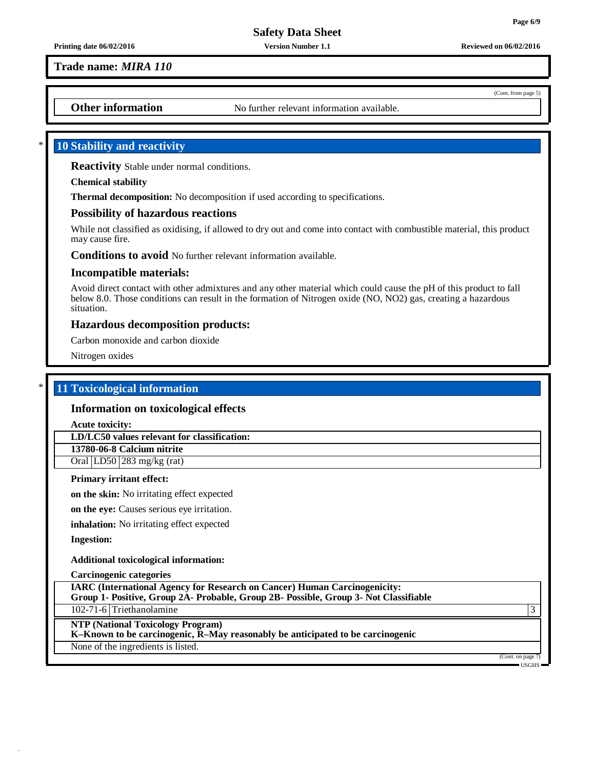**Trade name:** ***MIRA 110***

(Cont. from page 5)

**Other information** No further relevant information available.

## 10 Stability and reactivity

**Reactivity** Stable under normal conditions.

**Chemical stability**

**Thermal decomposition:** No decomposition if used according to specifications.

### Possibility of hazardous reactions

While not classified as oxidising, if allowed to dry out and come into contact with combustible material, this product may cause fire.

**Conditions to avoid** No further relevant information available.

### Incompatible materials:

Avoid direct contact with other admixtures and any other material which could cause the pH of this product to fall below 8.0. Those conditions can result in the formation of Nitrogen oxide (NO, $NO_2$) gas, creating a hazardous situation.

### Hazardous decomposition products:

Carbon monoxide and carbon dioxide

Nitrogen oxides

## 11 Toxicological information

### Information on toxicological effects

**Acute toxicity:**

| **LD/LC50 values relevant for classification:** | | |
|---|---|---|
| **13780-06-8 Calcium nitrite** | | |
| Oral | LD50 | 283 mg/kg (rat) |

**Primary irritant effect:**

**on the skin:** No irritating effect expected

**on the eye:** Causes serious eye irritation.

**inhalation:** No irritating effect expected

**Ingestion:**

**Additional toxicological information:**

**Carcinogenic categories**

| **IARC (International Agency for Research on Cancer) Human Carcinogenicity: Group 1- Positive, Group 2A- Probable, Group 2B- Possible, Group 3- Not Classifiable** | | |
|---|---|---|
| 102-71-6 | Triethanolamine | 3 |

| **NTP (National Toxicology Program) K–Known to be carcinogenic, R–May reasonably be anticipated to be carcinogenic** |
|---|
| None of the ingredients is listed. |

(Cont. on page 7)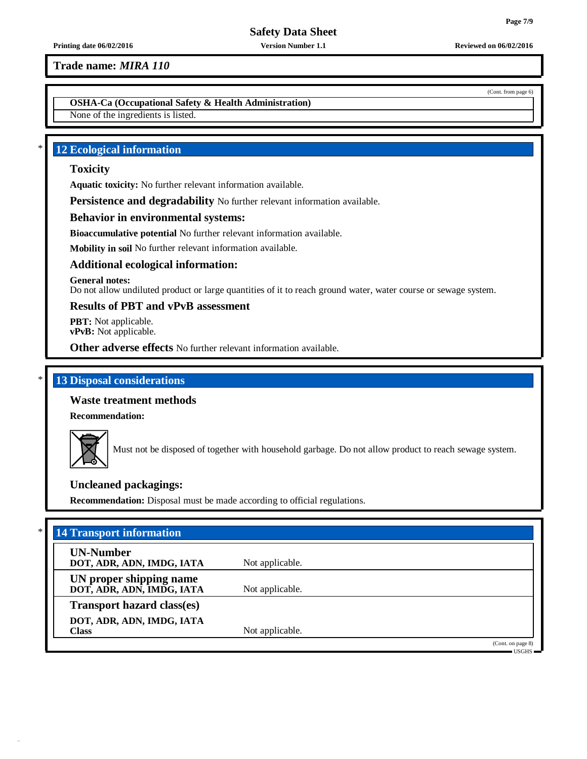**Trade name:** ***MIRA 110***

(Cont. from page 6)

**OSHA-Ca (Occupational Safety & Health Administration)**

None of the ingredients is listed.

## * 12 Ecological information

### Toxicity

**Aquatic toxicity:** No further relevant information available.

**Persistence and degradability** No further relevant information available.

### Behavior in environmental systems:

**Bioaccumulative potential** No further relevant information available.

**Mobility in soil** No further relevant information available.

### Additional ecological information:

**General notes:**
Do not allow undiluted product or large quantities of it to reach ground water, water course or sewage system.

### Results of PBT and vPvB assessment

**PBT:** Not applicable.
**vPvB:** Not applicable.

**Other adverse effects** No further relevant information available.

## * 13 Disposal considerations

### Waste treatment methods

**Recommendation:**

Must not be disposed of together with household garbage. Do not allow product to reach sewage system.

### Uncleaned packagings:

**Recommendation:** Disposal must be made according to official regulations.

## * 14 Transport information

| | |
|---|---|
| **UN-Number**<br>**DOT, ADR, ADN, IMDG, IATA** | Not applicable. |
| **UN proper shipping name**<br>**DOT, ADR, ADN, IMDG, IATA** | Not applicable. |
| **Transport hazard class(es)** | |
| **DOT, ADR, ADN, IMDG, IATA**<br>**Class** | Not applicable. |

(Cont. on page 8)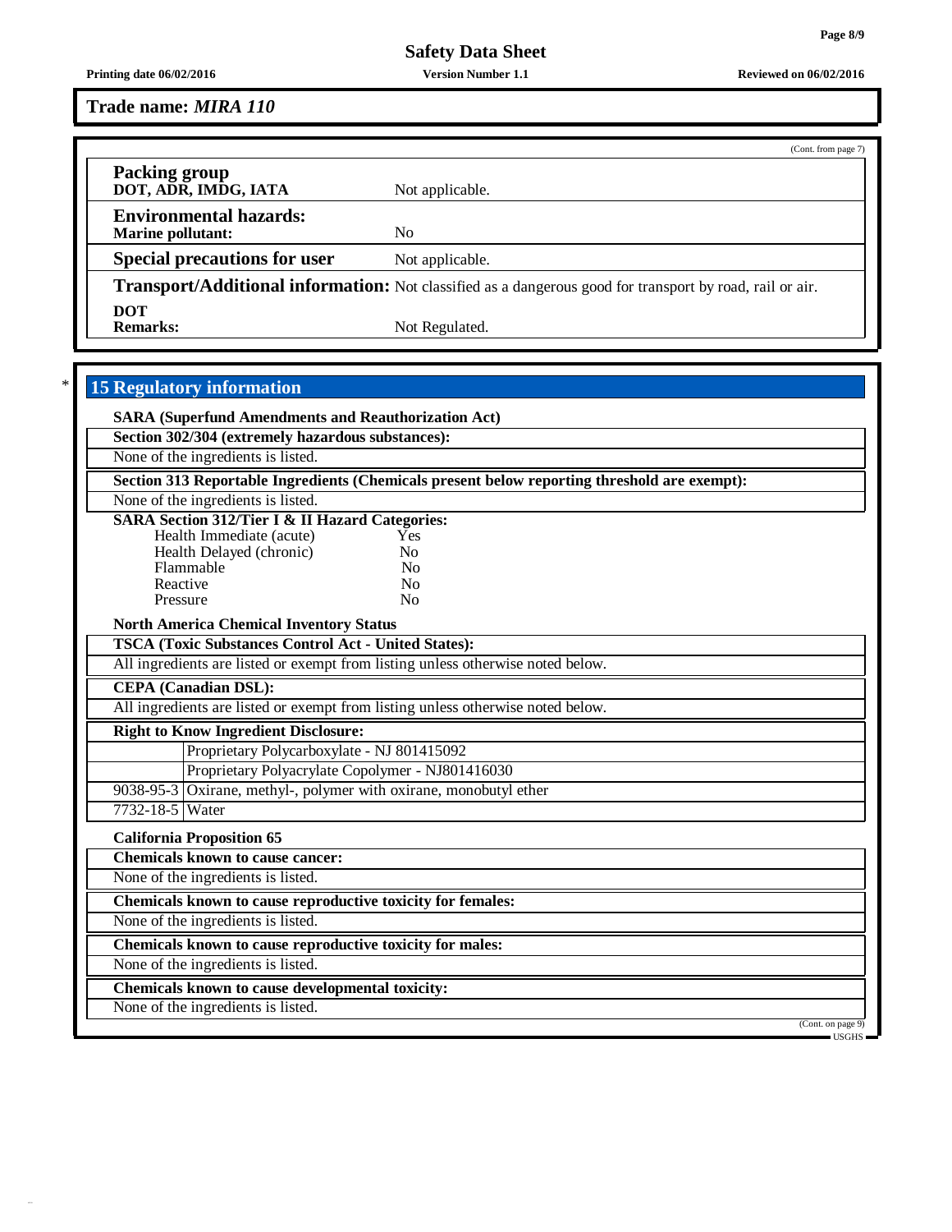**Trade name: *MIRA 110***

(Cont. from page 7)

**Packing group**
**DOT, ADR, IMDG, IATA** Not applicable.

**Environmental hazards:**
**Marine pollutant:** No

**Special precautions for user** Not applicable.

**Transport/Additional information:** Not classified as a dangerous good for transport by road, rail or air.

**DOT**
**Remarks:** Not Regulated.

## 15 Regulatory information

**SARA (Superfund Amendments and Reauthorization Act)**

**Section 302/304 (extremely hazardous substances):**

None of the ingredients is listed.

**Section 313 Reportable Ingredients (Chemicals present below reporting threshold are exempt):**

None of the ingredients is listed.

**SARA Section 312/Tier I & II Hazard Categories:**

| | |
|---|---|
| Health Immediate (acute) | Yes |
| Health Delayed (chronic) | No |
| Flammable | No |
| Reactive | No |
| Pressure | No |

**North America Chemical Inventory Status**

**TSCA (Toxic Substances Control Act - United States):**

All ingredients are listed or exempt from listing unless otherwise noted below.

**CEPA (Canadian DSL):**

All ingredients are listed or exempt from listing unless otherwise noted below.

**Right to Know Ingredient Disclosure:**

| | |
|---|---|
| | Proprietary Polycarboxylate - NJ 801415092 |
| | Proprietary Polyacrylate Copolymer - NJ801416030 |
| 9038-95-3 | Oxirane, methyl-, polymer with oxirane, monobutyl ether |
| 7732-18-5 | Water |

**California Proposition 65**

**Chemicals known to cause cancer:**

None of the ingredients is listed.

**Chemicals known to cause reproductive toxicity for females:**

None of the ingredients is listed.

**Chemicals known to cause reproductive toxicity for males:**

None of the ingredients is listed.

**Chemicals known to cause developmental toxicity:**

None of the ingredients is listed.

(Cont. on page 9)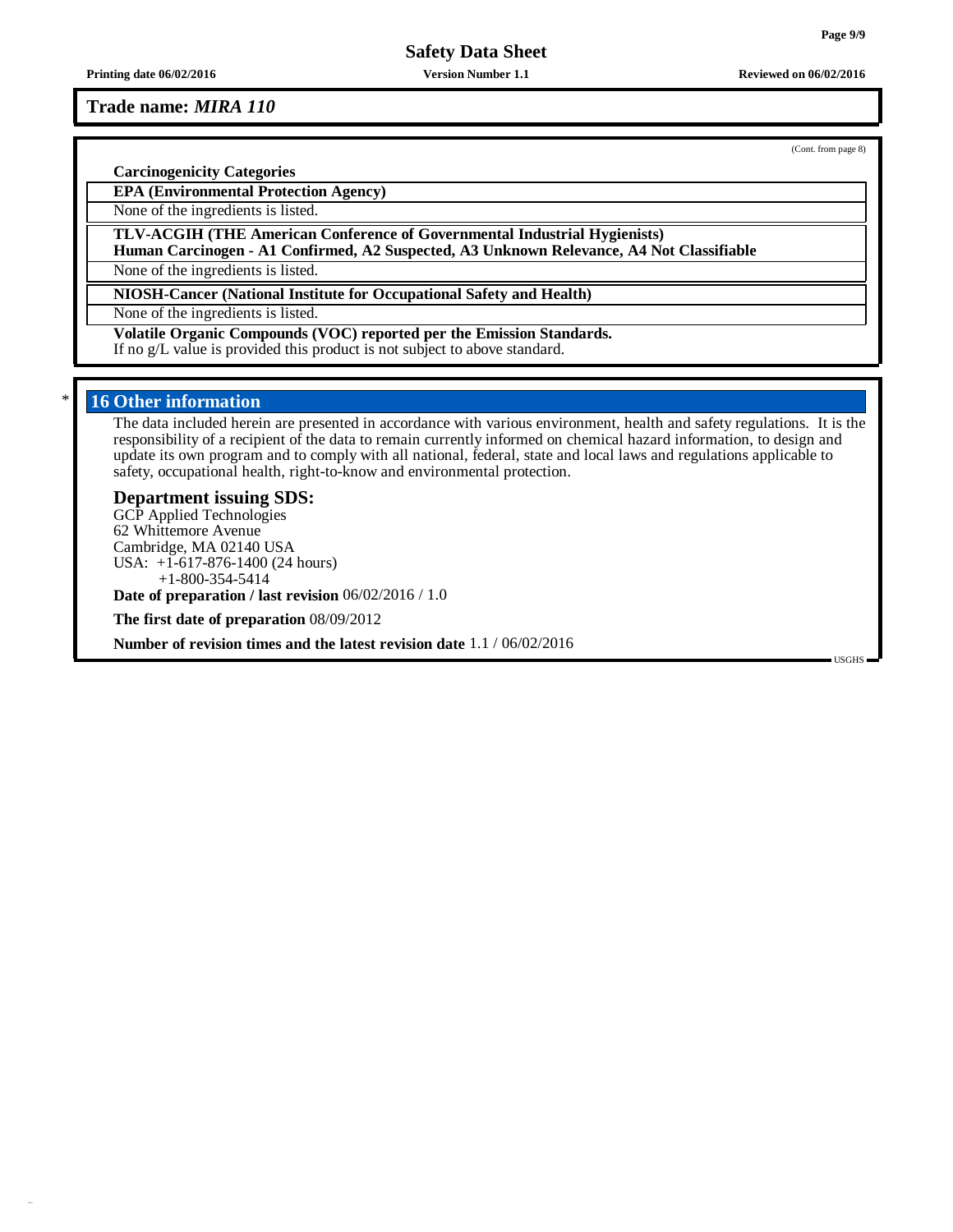**Trade name:** ***MIRA 110***

(Cont. from page 8)

**Carcinogenicity Categories**

**EPA (Environmental Protection Agency)**

None of the ingredients is listed.

**TLV-ACGIH (THE American Conference of Governmental Industrial Hygienists)**
**Human Carcinogen - A1 Confirmed, A2 Suspected, A3 Unknown Relevance, A4 Not Classifiable**

None of the ingredients is listed.

**NIOSH-Cancer (National Institute for Occupational Safety and Health)**

None of the ingredients is listed.

**Volatile Organic Compounds (VOC) reported per the Emission Standards.**
If no g/L value is provided this product is not subject to above standard.

## * 16 Other information

The data included herein are presented in accordance with various environment, health and safety regulations. It is the responsibility of a recipient of the data to remain currently informed on chemical hazard information, to design and update its own program and to comply with all national, federal, state and local laws and regulations applicable to safety, occupational health, right-to-know and environmental protection.

### Department issuing SDS:

GCP Applied Technologies
62 Whittemore Avenue
Cambridge, MA 02140 USA
USA: +1-617-876-1400 (24 hours)
+1-800-354-5414

**Date of preparation / last revision** 06/02/2016 / 1.0

**The first date of preparation** 08/09/2012

**Number of revision times and the latest revision date** 1.1 / 06/02/2016

USGHS